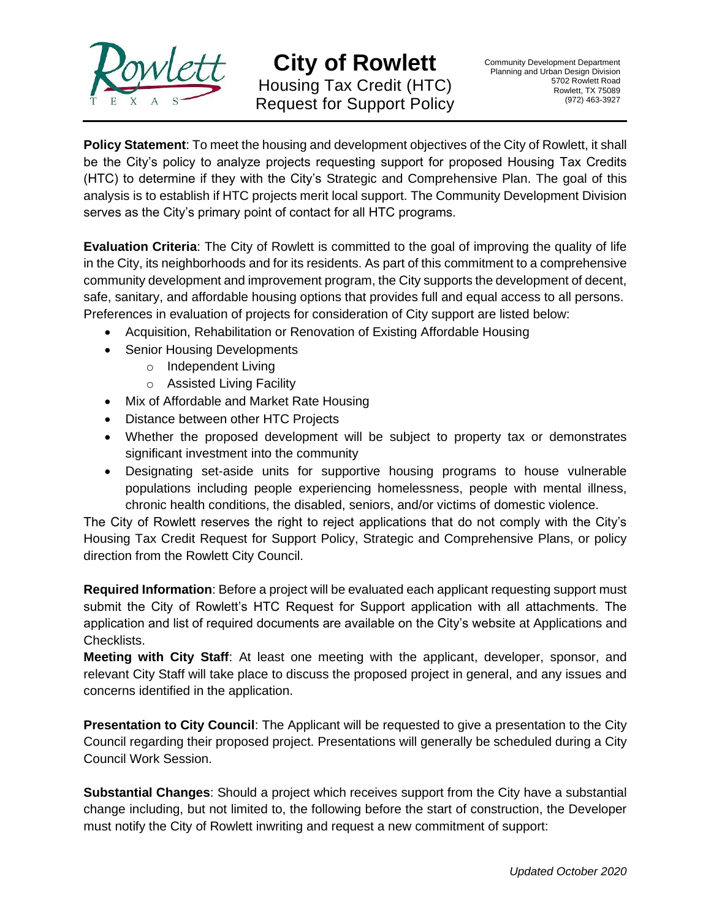# City of Rowlett

## Housing Tax Credit (HTC) Request for Support Policy

Community Development Department
Planning and Urban Design Division
5702 Rowlett Road
Rowlett, TX 75089
(972) 463-3927

**Policy Statement**: To meet the housing and development objectives of the City of Rowlett, it shall be the City's policy to analyze projects requesting support for proposed Housing Tax Credits (HTC) to determine if they with the City's Strategic and Comprehensive Plan. The goal of this analysis is to establish if HTC projects merit local support. The Community Development Division serves as the City's primary point of contact for all HTC programs.

**Evaluation Criteria**: The City of Rowlett is committed to the goal of improving the quality of life in the City, its neighborhoods and for its residents. As part of this commitment to a comprehensive community development and improvement program, the City supports the development of decent, safe, sanitary, and affordable housing options that provides full and equal access to all persons. Preferences in evaluation of projects for consideration of City support are listed below:

- Acquisition, Rehabilitation or Renovation of Existing Affordable Housing
- Senior Housing Developments
  - Independent Living
  - Assisted Living Facility
- Mix of Affordable and Market Rate Housing
- Distance between other HTC Projects
- Whether the proposed development will be subject to property tax or demonstrates significant investment into the community
- Designating set-aside units for supportive housing programs to house vulnerable populations including people experiencing homelessness, people with mental illness, chronic health conditions, the disabled, seniors, and/or victims of domestic violence.

The City of Rowlett reserves the right to reject applications that do not comply with the City's Housing Tax Credit Request for Support Policy, Strategic and Comprehensive Plans, or policy direction from the Rowlett City Council.

**Required Information**: Before a project will be evaluated each applicant requesting support must submit the City of Rowlett's HTC Request for Support application with all attachments. The application and list of required documents are available on the City's website at Applications and Checklists.

**Meeting with City Staff**: At least one meeting with the applicant, developer, sponsor, and relevant City Staff will take place to discuss the proposed project in general, and any issues and concerns identified in the application.

**Presentation to City Council**: The Applicant will be requested to give a presentation to the City Council regarding their proposed project. Presentations will generally be scheduled during a City Council Work Session.

**Substantial Changes**: Should a project which receives support from the City have a substantial change including, but not limited to, the following before the start of construction, the Developer must notify the City of Rowlett inwriting and request a new commitment of support:

*Updated October 2020*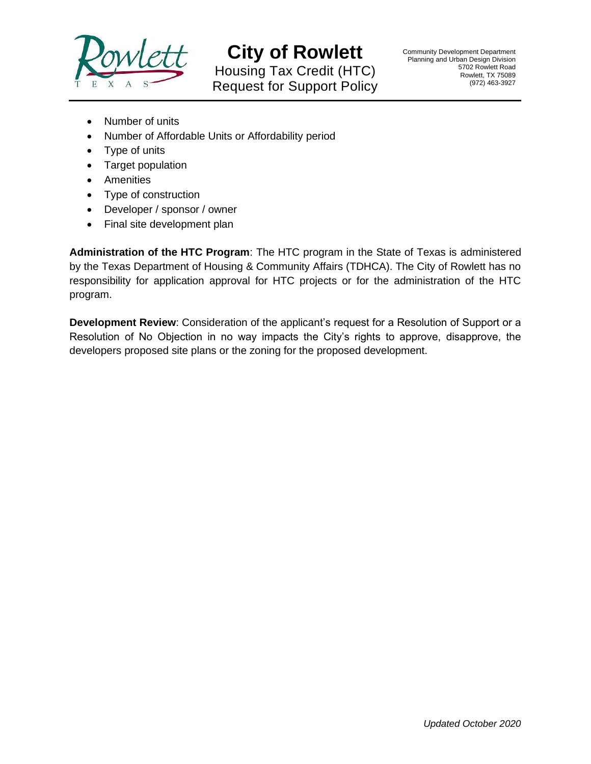- Number of units
- Number of Affordable Units or Affordability period
- Type of units
- Target population
- Amenities
- Type of construction
- Developer / sponsor / owner
- Final site development plan

**Administration of the HTC Program**: The HTC program in the State of Texas is administered by the Texas Department of Housing & Community Affairs (TDHCA). The City of Rowlett has no responsibility for application approval for HTC projects or for the administration of the HTC program.

**Development Review**: Consideration of the applicant's request for a Resolution of Support or a Resolution of No Objection in no way impacts the City's rights to approve, disapprove, the developers proposed site plans or the zoning for the proposed development.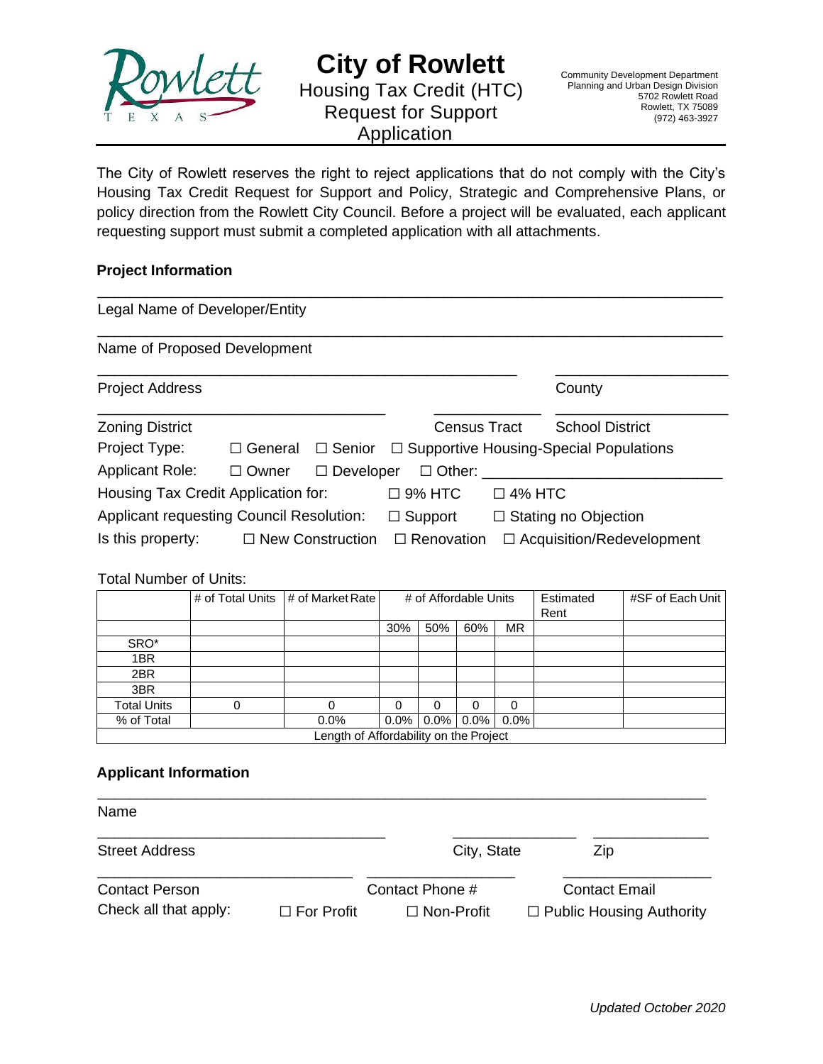# City of Rowlett

Housing Tax Credit (HTC) Request for Support Application

Community Development Department
Planning and Urban Design Division
5702 Rowlett Road
Rowlett, TX 75089
(972) 463-3927

The City of Rowlett reserves the right to reject applications that do not comply with the City's Housing Tax Credit Request for Support and Policy, Strategic and Comprehensive Plans, or policy direction from the Rowlett City Council. Before a project will be evaluated, each applicant requesting support must submit a completed application with all attachments.

## Project Information

_______________________________________________
Legal Name of Developer/Entity

_______________________________________________
Name of Proposed Development

_______________________________ _______________
Project Address County

_____________________ ________ _______________
Zoning District Census Tract School District

Project Type: ☐ General ☐ Senior ☐ Supportive Housing-Special Populations

Applicant Role: ☐ Owner ☐ Developer ☐ Other: ____________________

Housing Tax Credit Application for: ☐ 9% HTC ☐ 4% HTC

Applicant requesting Council Resolution: ☐ Support ☐ Stating no Objection

Is this property: ☐ New Construction ☐ Renovation ☐ Acquisition/Redevelopment

Total Number of Units:

| | # of Total Units | # of Market Rate | # of Affordable Units | | | | Estimated Rent | #SF of Each Unit |
|---|---|---|---|---|---|---|---|---|
| | | | 30% | 50% | 60% | MR | | |
| SRO* | | | | | | | | |
| 1BR | | | | | | | | |
| 2BR | | | | | | | | |
| 3BR | | | | | | | | |
| Total Units | 0 | 0 | 0 | 0 | 0 | 0 | | |
| % of Total | | 0.0% | 0.0% | 0.0% | 0.0% | 0.0% | | |
| Length of Affordability on the Project | | | | | | | | |

## Applicant Information

_______________________________________________
Name

_______________________ ____________ __________
Street Address City, State Zip

_____________________ ______________ ____________
Contact Person Contact Phone # Contact Email

Check all that apply: ☐ For Profit ☐ Non-Profit ☐ Public Housing Authority

*Updated October 2020*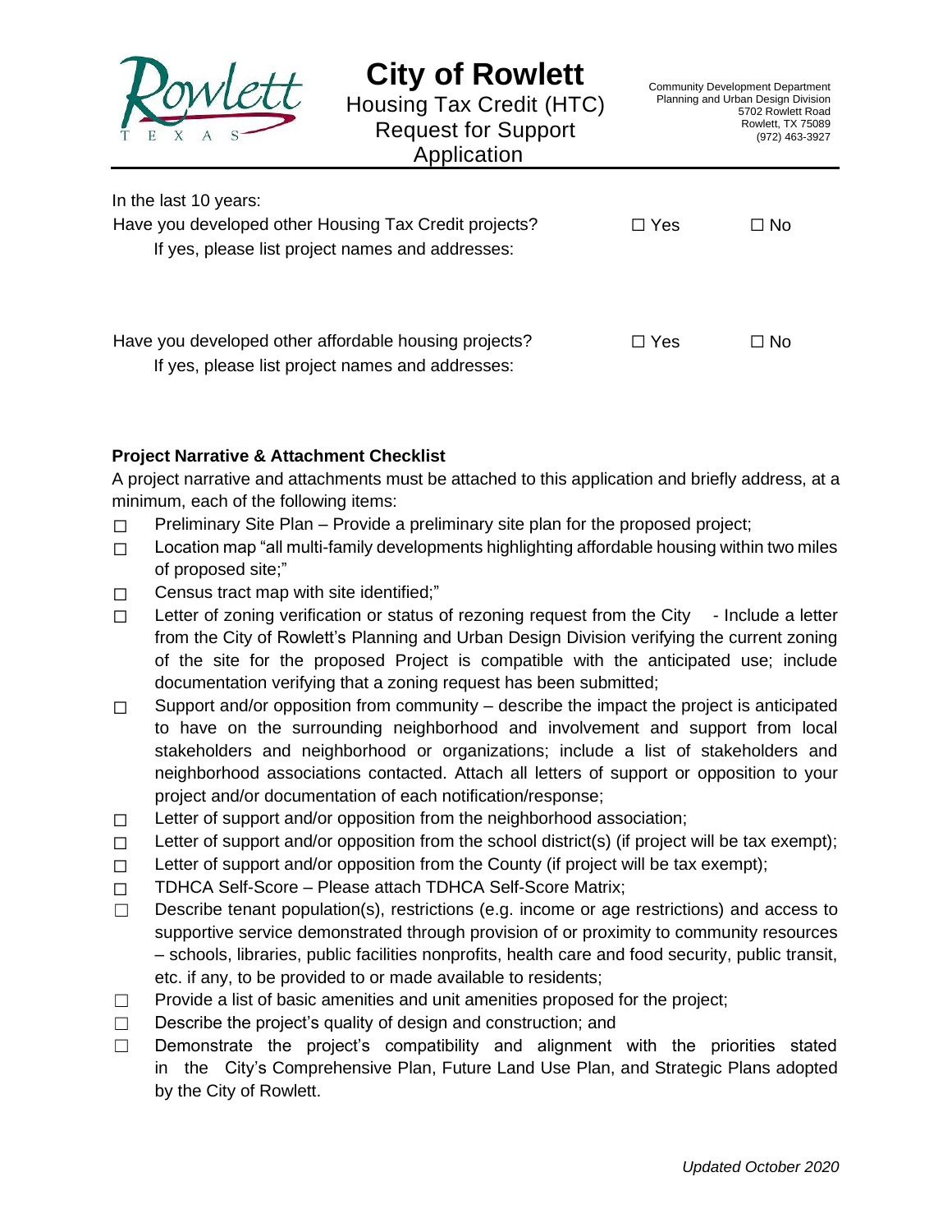# City of Rowlett

Housing Tax Credit (HTC) Request for Support Application

Community Development Department
Planning and Urban Design Division
5702 Rowlett Road
Rowlett, TX 75089
(972) 463-3927

In the last 10 years:

Have you developed other Housing Tax Credit projects? ☐ Yes ☐ No

If yes, please list project names and addresses:

Have you developed other affordable housing projects? ☐ Yes ☐ No

If yes, please list project names and addresses:

**Project Narrative & Attachment Checklist**

A project narrative and attachments must be attached to this application and briefly address, at a minimum, each of the following items:

- ☐ Preliminary Site Plan – Provide a preliminary site plan for the proposed project;
- ☐ Location map "all multi-family developments highlighting affordable housing within two miles of proposed site;"
- ☐ Census tract map with site identified;"
- ☐ Letter of zoning verification or status of rezoning request from the City - Include a letter from the City of Rowlett's Planning and Urban Design Division verifying the current zoning of the site for the proposed Project is compatible with the anticipated use; include documentation verifying that a zoning request has been submitted;
- ☐ Support and/or opposition from community – describe the impact the project is anticipated to have on the surrounding neighborhood and involvement and support from local stakeholders and neighborhood or organizations; include a list of stakeholders and neighborhood associations contacted. Attach all letters of support or opposition to your project and/or documentation of each notification/response;
- ☐ Letter of support and/or opposition from the neighborhood association;
- ☐ Letter of support and/or opposition from the school district(s) (if project will be tax exempt);
- ☐ Letter of support and/or opposition from the County (if project will be tax exempt);
- ☐ TDHCA Self-Score – Please attach TDHCA Self-Score Matrix;
- ☐ Describe tenant population(s), restrictions (e.g. income or age restrictions) and access to supportive service demonstrated through provision of or proximity to community resources – schools, libraries, public facilities nonprofits, health care and food security, public transit, etc. if any, to be provided to or made available to residents;
- ☐ Provide a list of basic amenities and unit amenities proposed for the project;
- ☐ Describe the project's quality of design and construction; and
- ☐ Demonstrate the project's compatibility and alignment with the priorities stated in the City's Comprehensive Plan, Future Land Use Plan, and Strategic Plans adopted by the City of Rowlett.

*Updated October 2020*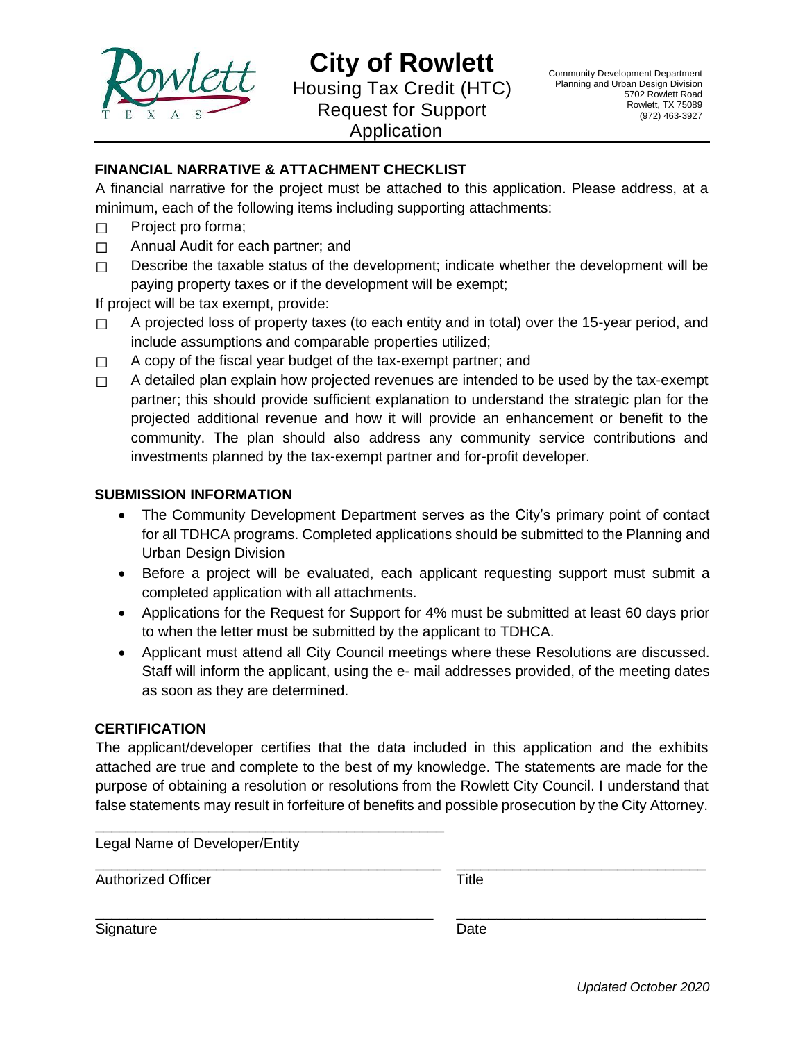# City of Rowlett

Housing Tax Credit (HTC) Request for Support Application

Community Development Department
Planning and Urban Design Division
5702 Rowlett Road
Rowlett, TX 75089
(972) 463-3927

## FINANCIAL NARRATIVE & ATTACHMENT CHECKLIST

A financial narrative for the project must be attached to this application. Please address, at a minimum, each of the following items including supporting attachments:

- ☐ Project pro forma;
- ☐ Annual Audit for each partner; and
- ☐ Describe the taxable status of the development; indicate whether the development will be paying property taxes or if the development will be exempt;

If project will be tax exempt, provide:

- ☐ A projected loss of property taxes (to each entity and in total) over the 15-year period, and include assumptions and comparable properties utilized;
- ☐ A copy of the fiscal year budget of the tax-exempt partner; and
- ☐ A detailed plan explain how projected revenues are intended to be used by the tax-exempt partner; this should provide sufficient explanation to understand the strategic plan for the projected additional revenue and how it will provide an enhancement or benefit to the community. The plan should also address any community service contributions and investments planned by the tax-exempt partner and for-profit developer.

## SUBMISSION INFORMATION

- The Community Development Department serves as the City's primary point of contact for all TDHCA programs. Completed applications should be submitted to the Planning and Urban Design Division
- Before a project will be evaluated, each applicant requesting support must submit a completed application with all attachments.
- Applications for the Request for Support for 4% must be submitted at least 60 days prior to when the letter must be submitted by the applicant to TDHCA.
- Applicant must attend all City Council meetings where these Resolutions are discussed. Staff will inform the applicant, using the e- mail addresses provided, of the meeting dates as soon as they are determined.

## CERTIFICATION

The applicant/developer certifies that the data included in this application and the exhibits attached are true and complete to the best of my knowledge. The statements are made for the purpose of obtaining a resolution or resolutions from the Rowlett City Council. I understand that false statements may result in forfeiture of benefits and possible prosecution by the City Attorney.

\_\_\_\_\_\_\_\_\_\_\_\_\_\_\_\_\_\_\_\_\_\_\_\_\_\_\_\_\_\_\_\_\_\_\_\_\_\_\_\_
Legal Name of Developer/Entity

\_\_\_\_\_\_\_\_\_\_\_\_\_\_\_\_\_\_\_\_\_\_\_\_\_\_\_\_\_\_\_\_\_\_\_\_\_\_\_\_ \_\_\_\_\_\_\_\_\_\_\_\_\_\_\_\_\_\_\_\_\_\_\_\_\_\_\_\_
Authorized Officer Title

\_\_\_\_\_\_\_\_\_\_\_\_\_\_\_\_\_\_\_\_\_\_\_\_\_\_\_\_\_\_\_\_\_\_\_\_\_\_\_\_ \_\_\_\_\_\_\_\_\_\_\_\_\_\_\_\_\_\_\_\_\_\_\_\_\_\_\_\_
Signature Date

*Updated October 2020*